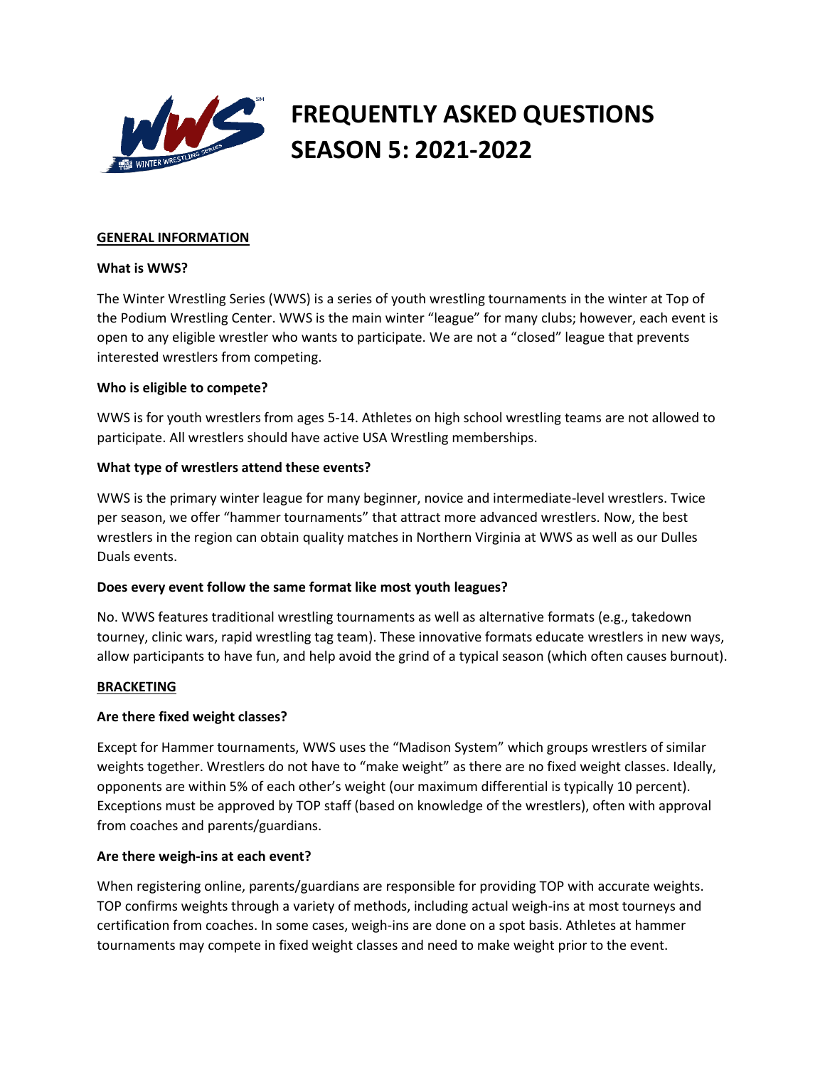# FREQUENTLY ASKED QUESTIONS SEASON 5: 2021-2022

## GENERAL INFORMATION

### What is WWS?

The Winter Wrestling Series (WWS) is a series of youth wrestling tournaments in the winter at Top of the Podium Wrestling Center. WWS is the main winter "league" for many clubs; however, each event is open to any eligible wrestler who wants to participate. We are not a "closed" league that prevents interested wrestlers from competing.

### Who is eligible to compete?

WWS is for youth wrestlers from ages 5-14. Athletes on high school wrestling teams are not allowed to participate. All wrestlers should have active USA Wrestling memberships.

### What type of wrestlers attend these events?

WWS is the primary winter league for many beginner, novice and intermediate-level wrestlers. Twice per season, we offer "hammer tournaments" that attract more advanced wrestlers. Now, the best wrestlers in the region can obtain quality matches in Northern Virginia at WWS as well as our Dulles Duals events.

### Does every event follow the same format like most youth leagues?

No. WWS features traditional wrestling tournaments as well as alternative formats (e.g., takedown tourney, clinic wars, rapid wrestling tag team). These innovative formats educate wrestlers in new ways, allow participants to have fun, and help avoid the grind of a typical season (which often causes burnout).

## BRACKETING

### Are there fixed weight classes?

Except for Hammer tournaments, WWS uses the "Madison System" which groups wrestlers of similar weights together. Wrestlers do not have to "make weight" as there are no fixed weight classes. Ideally, opponents are within 5% of each other's weight (our maximum differential is typically 10 percent). Exceptions must be approved by TOP staff (based on knowledge of the wrestlers), often with approval from coaches and parents/guardians.

### Are there weigh-ins at each event?

When registering online, parents/guardians are responsible for providing TOP with accurate weights. TOP confirms weights through a variety of methods, including actual weigh-ins at most tourneys and certification from coaches. In some cases, weigh-ins are done on a spot basis. Athletes at hammer tournaments may compete in fixed weight classes and need to make weight prior to the event.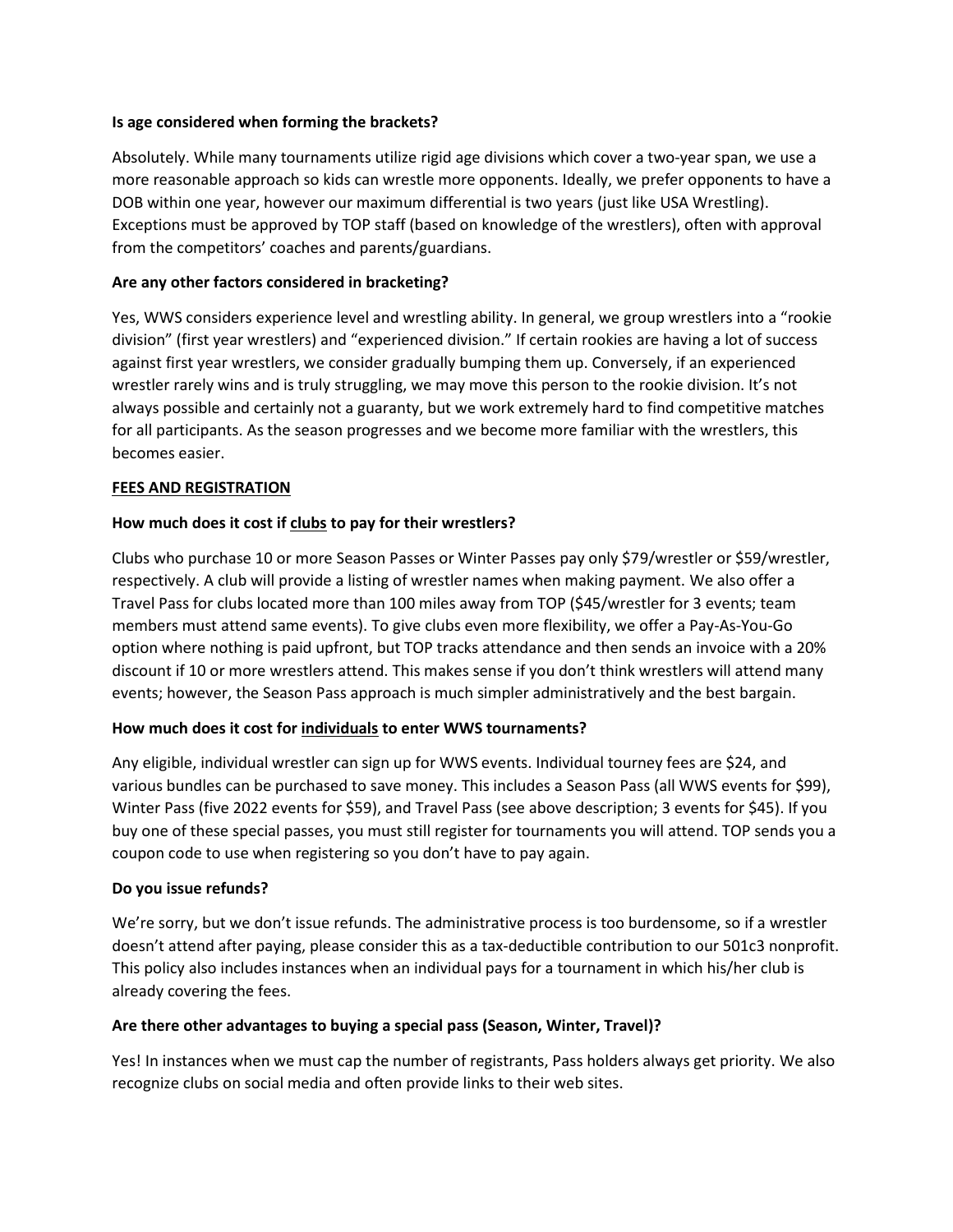**Is age considered when forming the brackets?**

Absolutely. While many tournaments utilize rigid age divisions which cover a two-year span, we use a more reasonable approach so kids can wrestle more opponents. Ideally, we prefer opponents to have a DOB within one year, however our maximum differential is two years (just like USA Wrestling). Exceptions must be approved by TOP staff (based on knowledge of the wrestlers), often with approval from the competitors' coaches and parents/guardians.

**Are any other factors considered in bracketing?**

Yes, WWS considers experience level and wrestling ability. In general, we group wrestlers into a "rookie division" (first year wrestlers) and "experienced division." If certain rookies are having a lot of success against first year wrestlers, we consider gradually bumping them up. Conversely, if an experienced wrestler rarely wins and is truly struggling, we may move this person to the rookie division. It's not always possible and certainly not a guaranty, but we work extremely hard to find competitive matches for all participants. As the season progresses and we become more familiar with the wrestlers, this becomes easier.

**<u>FEES AND REGISTRATION</u>**

**How much does it cost if <u>clubs</u> to pay for their wrestlers?**

Clubs who purchase 10 or more Season Passes or Winter Passes pay only $79/wrestler or $59/wrestler, respectively. A club will provide a listing of wrestler names when making payment. We also offer a Travel Pass for clubs located more than 100 miles away from TOP ($45/wrestler for 3 events; team members must attend same events). To give clubs even more flexibility, we offer a Pay-As-You-Go option where nothing is paid upfront, but TOP tracks attendance and then sends an invoice with a 20% discount if 10 or more wrestlers attend. This makes sense if you don't think wrestlers will attend many events; however, the Season Pass approach is much simpler administratively and the best bargain.

**How much does it cost for <u>individuals</u> to enter WWS tournaments?**

Any eligible, individual wrestler can sign up for WWS events. Individual tourney fees are $24, and various bundles can be purchased to save money. This includes a Season Pass (all WWS events for $99), Winter Pass (five 2022 events for $59), and Travel Pass (see above description; 3 events for $45). If you buy one of these special passes, you must still register for tournaments you will attend. TOP sends you a coupon code to use when registering so you don't have to pay again.

**Do you issue refunds?**

We're sorry, but we don't issue refunds. The administrative process is too burdensome, so if a wrestler doesn't attend after paying, please consider this as a tax-deductible contribution to our 501c3 nonprofit. This policy also includes instances when an individual pays for a tournament in which his/her club is already covering the fees.

**Are there other advantages to buying a special pass (Season, Winter, Travel)?**

Yes! In instances when we must cap the number of registrants, Pass holders always get priority. We also recognize clubs on social media and often provide links to their web sites.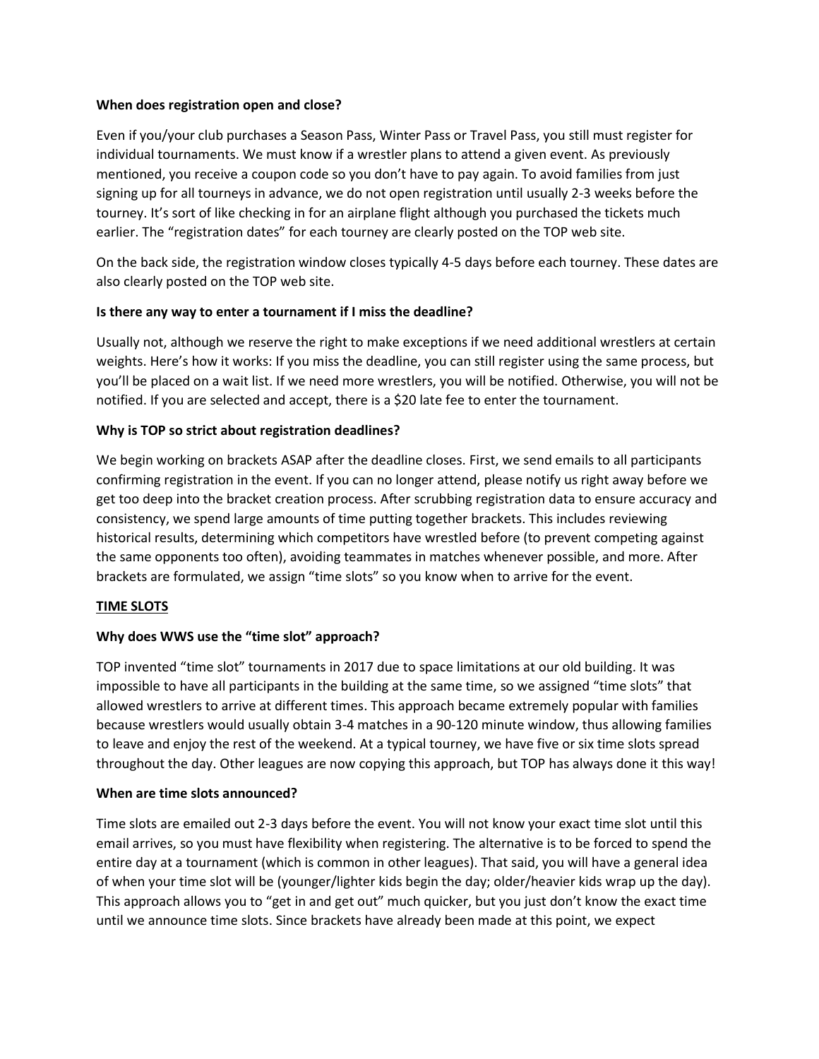**When does registration open and close?**

Even if you/your club purchases a Season Pass, Winter Pass or Travel Pass, you still must register for individual tournaments. We must know if a wrestler plans to attend a given event. As previously mentioned, you receive a coupon code so you don't have to pay again. To avoid families from just signing up for all tourneys in advance, we do not open registration until usually 2-3 weeks before the tourney. It's sort of like checking in for an airplane flight although you purchased the tickets much earlier. The "registration dates" for each tourney are clearly posted on the TOP web site.

On the back side, the registration window closes typically 4-5 days before each tourney. These dates are also clearly posted on the TOP web site.

**Is there any way to enter a tournament if I miss the deadline?**

Usually not, although we reserve the right to make exceptions if we need additional wrestlers at certain weights. Here's how it works: If you miss the deadline, you can still register using the same process, but you'll be placed on a wait list. If we need more wrestlers, you will be notified. Otherwise, you will not be notified. If you are selected and accept, there is a $20 late fee to enter the tournament.

**Why is TOP so strict about registration deadlines?**

We begin working on brackets ASAP after the deadline closes. First, we send emails to all participants confirming registration in the event. If you can no longer attend, please notify us right away before we get too deep into the bracket creation process. After scrubbing registration data to ensure accuracy and consistency, we spend large amounts of time putting together brackets. This includes reviewing historical results, determining which competitors have wrestled before (to prevent competing against the same opponents too often), avoiding teammates in matches whenever possible, and more. After brackets are formulated, we assign "time slots" so you know when to arrive for the event.

## TIME SLOTS

**Why does WWS use the "time slot" approach?**

TOP invented "time slot" tournaments in 2017 due to space limitations at our old building. It was impossible to have all participants in the building at the same time, so we assigned "time slots" that allowed wrestlers to arrive at different times. This approach became extremely popular with families because wrestlers would usually obtain 3-4 matches in a 90-120 minute window, thus allowing families to leave and enjoy the rest of the weekend. At a typical tourney, we have five or six time slots spread throughout the day. Other leagues are now copying this approach, but TOP has always done it this way!

**When are time slots announced?**

Time slots are emailed out 2-3 days before the event. You will not know your exact time slot until this email arrives, so you must have flexibility when registering. The alternative is to be forced to spend the entire day at a tournament (which is common in other leagues). That said, you will have a general idea of when your time slot will be (younger/lighter kids begin the day; older/heavier kids wrap up the day). This approach allows you to "get in and get out" much quicker, but you just don't know the exact time until we announce time slots. Since brackets have already been made at this point, we expect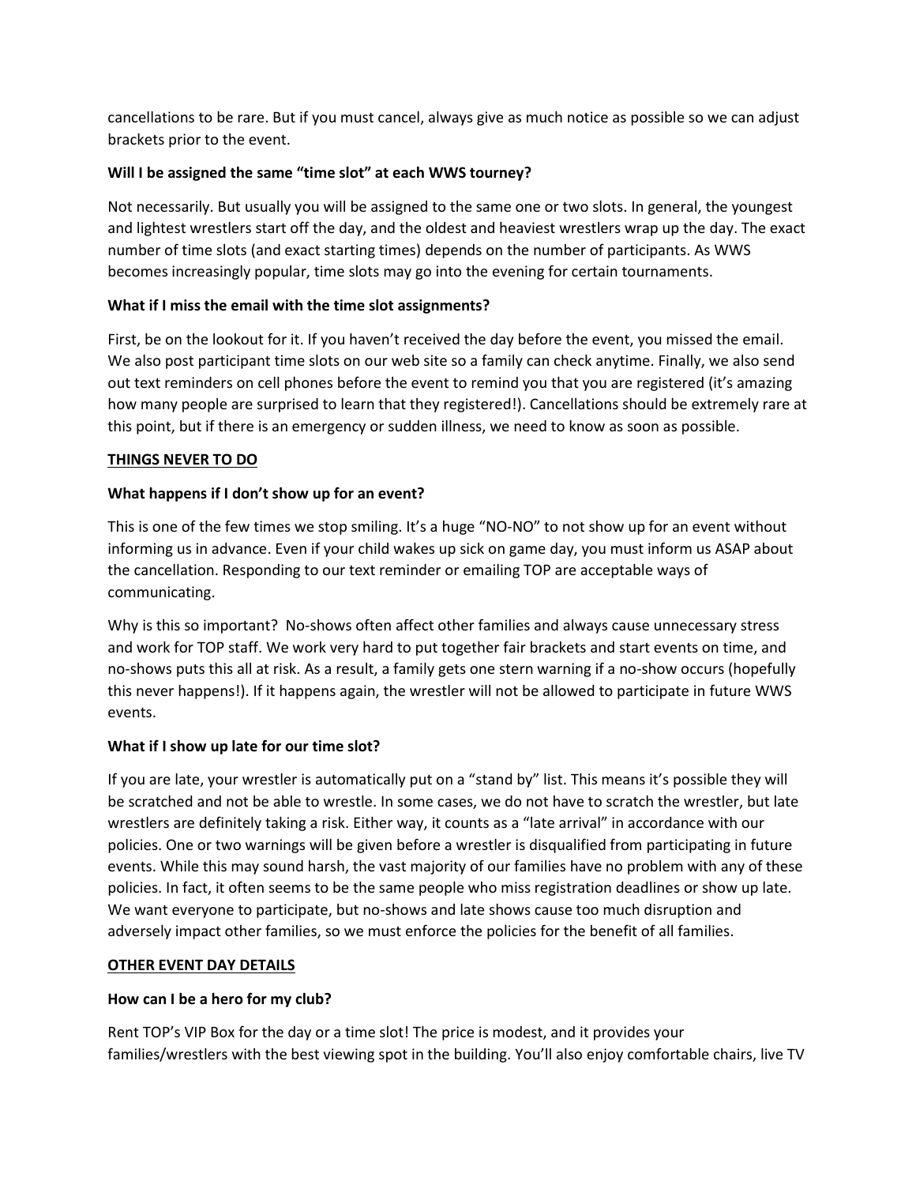cancellations to be rare. But if you must cancel, always give as much notice as possible so we can adjust brackets prior to the event.

**Will I be assigned the same "time slot" at each WWS tourney?**

Not necessarily. But usually you will be assigned to the same one or two slots. In general, the youngest and lightest wrestlers start off the day, and the oldest and heaviest wrestlers wrap up the day. The exact number of time slots (and exact starting times) depends on the number of participants. As WWS becomes increasingly popular, time slots may go into the evening for certain tournaments.

**What if I miss the email with the time slot assignments?**

First, be on the lookout for it. If you haven't received the day before the event, you missed the email. We also post participant time slots on our web site so a family can check anytime. Finally, we also send out text reminders on cell phones before the event to remind you that you are registered (it's amazing how many people are surprised to learn that they registered!). Cancellations should be extremely rare at this point, but if there is an emergency or sudden illness, we need to know as soon as possible.

**<u>THINGS NEVER TO DO</u>**

**What happens if I don't show up for an event?**

This is one of the few times we stop smiling. It's a huge "NO-NO" to not show up for an event without informing us in advance. Even if your child wakes up sick on game day, you must inform us ASAP about the cancellation. Responding to our text reminder or emailing TOP are acceptable ways of communicating.

Why is this so important? No-shows often affect other families and always cause unnecessary stress and work for TOP staff. We work very hard to put together fair brackets and start events on time, and no-shows puts this all at risk. As a result, a family gets one stern warning if a no-show occurs (hopefully this never happens!). If it happens again, the wrestler will not be allowed to participate in future WWS events.

**What if I show up late for our time slot?**

If you are late, your wrestler is automatically put on a "stand by" list. This means it's possible they will be scratched and not be able to wrestle. In some cases, we do not have to scratch the wrestler, but late wrestlers are definitely taking a risk. Either way, it counts as a "late arrival" in accordance with our policies. One or two warnings will be given before a wrestler is disqualified from participating in future events. While this may sound harsh, the vast majority of our families have no problem with any of these policies. In fact, it often seems to be the same people who miss registration deadlines or show up late. We want everyone to participate, but no-shows and late shows cause too much disruption and adversely impact other families, so we must enforce the policies for the benefit of all families.

**<u>OTHER EVENT DAY DETAILS</u>**

**How can I be a hero for my club?**

Rent TOP's VIP Box for the day or a time slot! The price is modest, and it provides your families/wrestlers with the best viewing spot in the building. You'll also enjoy comfortable chairs, live TV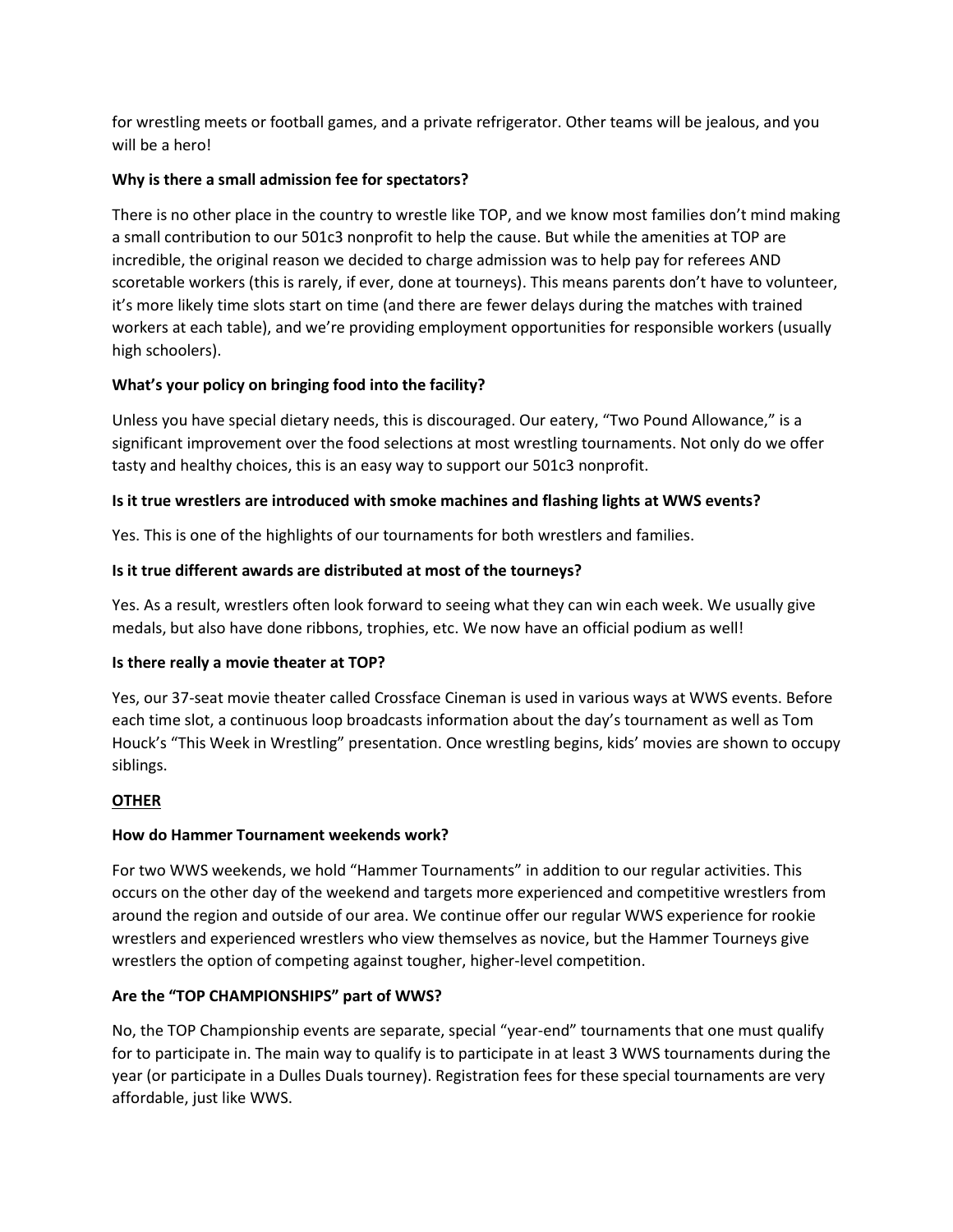for wrestling meets or football games, and a private refrigerator. Other teams will be jealous, and you will be a hero!

**Why is there a small admission fee for spectators?**

There is no other place in the country to wrestle like TOP, and we know most families don't mind making a small contribution to our 501c3 nonprofit to help the cause. But while the amenities at TOP are incredible, the original reason we decided to charge admission was to help pay for referees AND scoretable workers (this is rarely, if ever, done at tourneys). This means parents don't have to volunteer, it's more likely time slots start on time (and there are fewer delays during the matches with trained workers at each table), and we're providing employment opportunities for responsible workers (usually high schoolers).

**What's your policy on bringing food into the facility?**

Unless you have special dietary needs, this is discouraged. Our eatery, "Two Pound Allowance," is a significant improvement over the food selections at most wrestling tournaments. Not only do we offer tasty and healthy choices, this is an easy way to support our 501c3 nonprofit.

**Is it true wrestlers are introduced with smoke machines and flashing lights at WWS events?**

Yes. This is one of the highlights of our tournaments for both wrestlers and families.

**Is it true different awards are distributed at most of the tourneys?**

Yes. As a result, wrestlers often look forward to seeing what they can win each week. We usually give medals, but also have done ribbons, trophies, etc. We now have an official podium as well!

**Is there really a movie theater at TOP?**

Yes, our 37-seat movie theater called Crossface Cineman is used in various ways at WWS events. Before each time slot, a continuous loop broadcasts information about the day's tournament as well as Tom Houck's "This Week in Wrestling" presentation. Once wrestling begins, kids' movies are shown to occupy siblings.

## OTHER

**How do Hammer Tournament weekends work?**

For two WWS weekends, we hold "Hammer Tournaments" in addition to our regular activities. This occurs on the other day of the weekend and targets more experienced and competitive wrestlers from around the region and outside of our area. We continue offer our regular WWS experience for rookie wrestlers and experienced wrestlers who view themselves as novice, but the Hammer Tourneys give wrestlers the option of competing against tougher, higher-level competition.

**Are the "TOP CHAMPIONSHIPS" part of WWS?**

No, the TOP Championship events are separate, special "year-end" tournaments that one must qualify for to participate in. The main way to qualify is to participate in at least 3 WWS tournaments during the year (or participate in a Dulles Duals tourney). Registration fees for these special tournaments are very affordable, just like WWS.